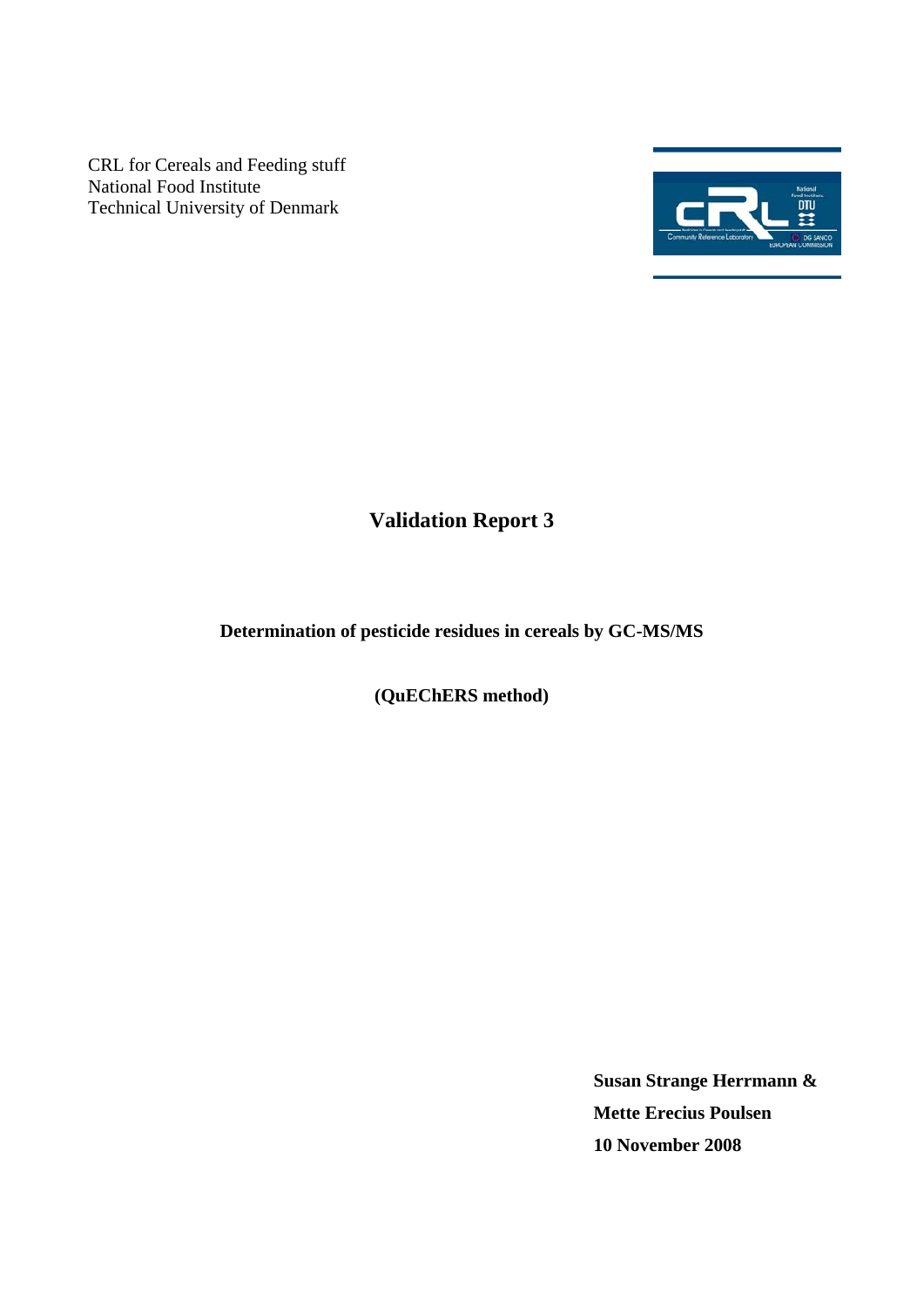CRL for Cereals and Feeding stuff
National Food Institute
Technical University of Denmark

# Validation Report 3

**Determination of pesticide residues in cereals by GC-MS/MS**

**(QuEChERS method)**

**Susan Strange Herrmann &**
**Mette Erecius Poulsen**
**10 November 2008**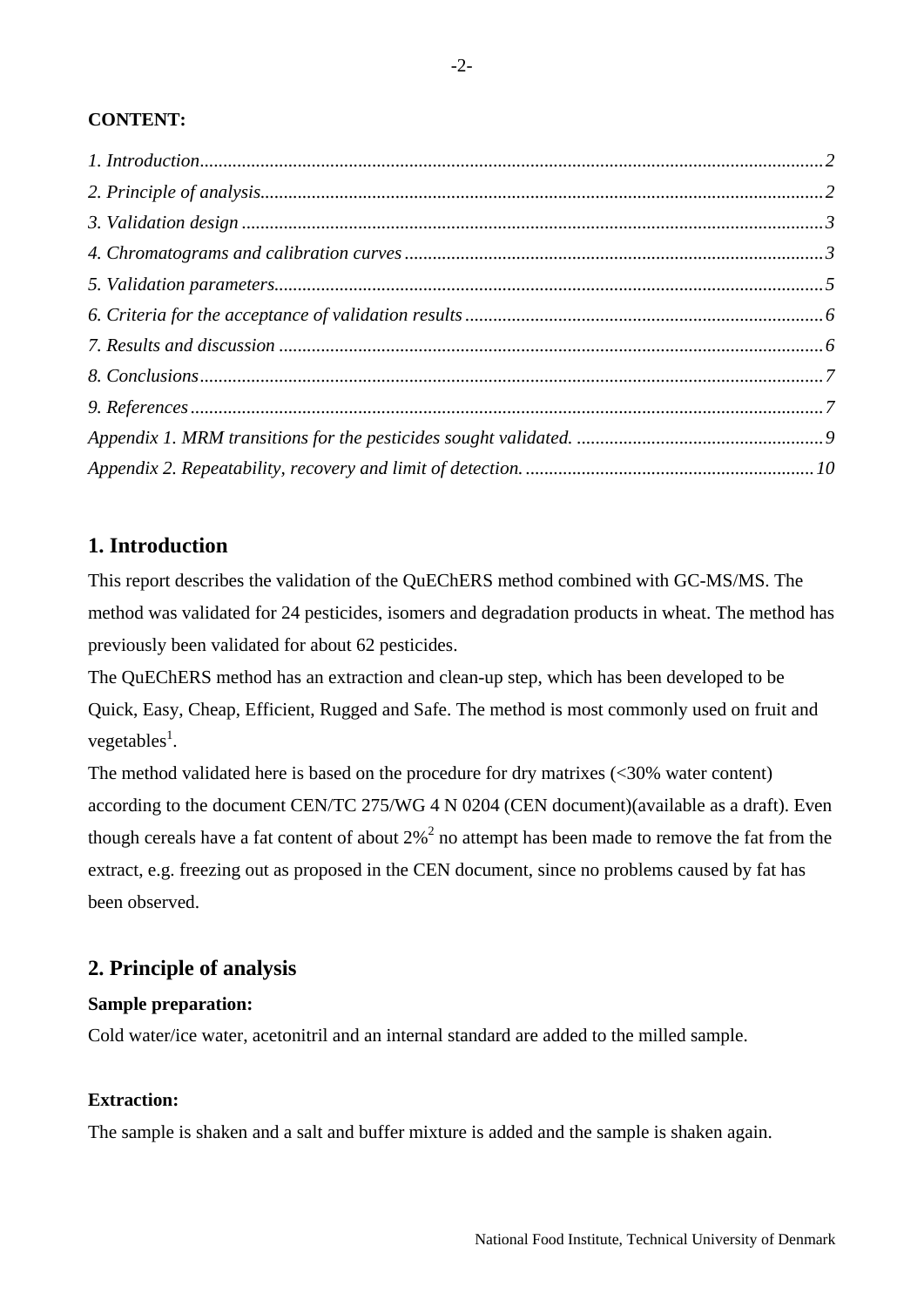**CONTENT:**

*1. Introduction* .......... *2*
*2. Principle of analysis* .......... *2*
*3. Validation design* .......... *3*
*4. Chromatograms and calibration curves* .......... *3*
*5. Validation parameters* .......... *5*
*6. Criteria for the acceptance of validation results* .......... *6*
*7. Results and discussion* .......... *6*
*8. Conclusions* .......... *7*
*9. References* .......... *7*
*Appendix 1. MRM transitions for the pesticides sought validated.* .......... *9*
*Appendix 2. Repeatability, recovery and limit of detection.* .......... *10*

## 1. Introduction

This report describes the validation of the QuEChERS method combined with GC-MS/MS. The method was validated for 24 pesticides, isomers and degradation products in wheat. The method has previously been validated for about 62 pesticides.

The QuEChERS method has an extraction and clean-up step, which has been developed to be Quick, Easy, Cheap, Efficient, Rugged and Safe. The method is most commonly used on fruit and vegetables[1].

The method validated here is based on the procedure for dry matrixes (<30% water content) according to the document CEN/TC 275/WG 4 N 0204 (CEN document)(available as a draft). Even though cereals have a fat content of about 2%[2] no attempt has been made to remove the fat from the extract, e.g. freezing out as proposed in the CEN document, since no problems caused by fat has been observed.

## 2. Principle of analysis

**Sample preparation:**

Cold water/ice water, acetonitril and an internal standard are added to the milled sample.

**Extraction:**

The sample is shaken and a salt and buffer mixture is added and the sample is shaken again.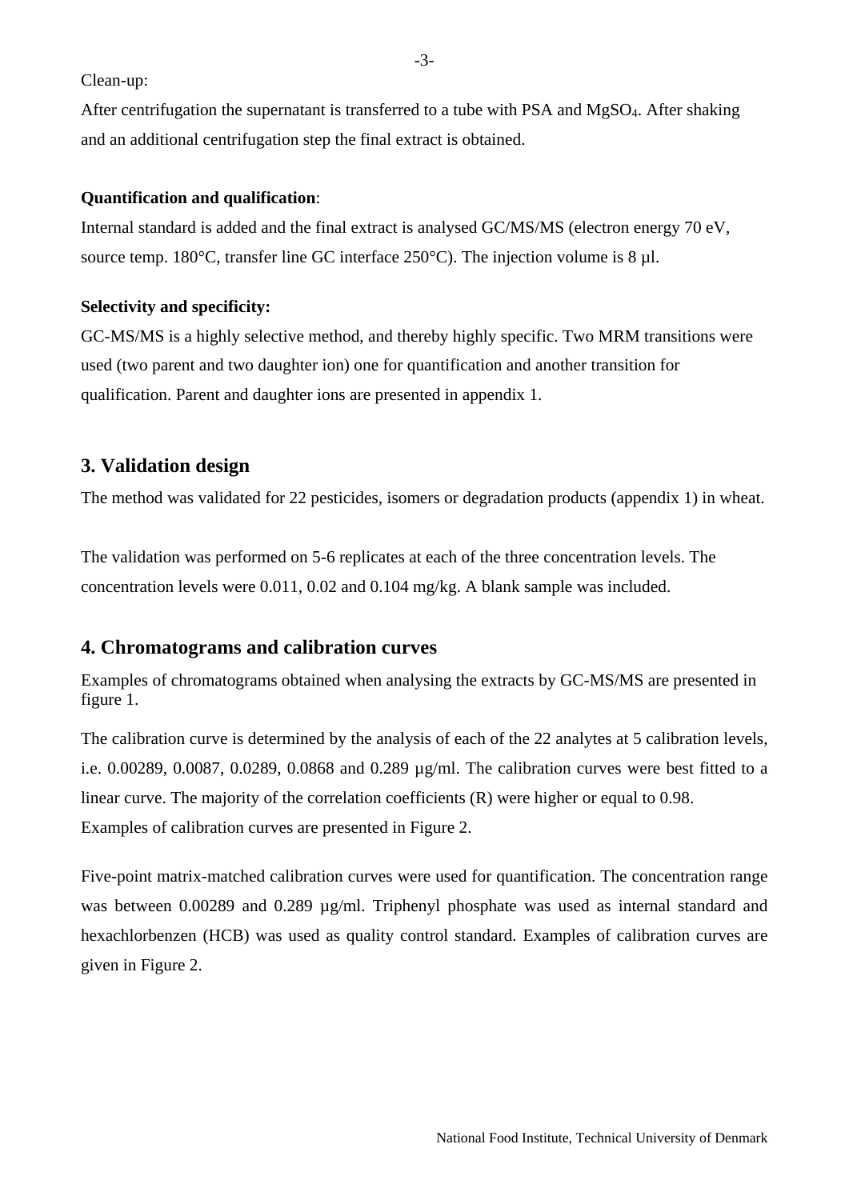Clean-up:

After centrifugation the supernatant is transferred to a tube with PSA and $MgSO_4$. After shaking and an additional centrifugation step the final extract is obtained.

**Quantification and qualification**:

Internal standard is added and the final extract is analysed GC/MS/MS (electron energy 70 eV, source temp. 180°C, transfer line GC interface 250°C). The injection volume is 8 µl.

**Selectivity and specificity:**

GC-MS/MS is a highly selective method, and thereby highly specific. Two MRM transitions were used (two parent and two daughter ion) one for quantification and another transition for qualification. Parent and daughter ions are presented in appendix 1.

## 3. Validation design

The method was validated for 22 pesticides, isomers or degradation products (appendix 1) in wheat.

The validation was performed on 5-6 replicates at each of the three concentration levels. The concentration levels were 0.011, 0.02 and 0.104 mg/kg. A blank sample was included.

## 4. Chromatograms and calibration curves

Examples of chromatograms obtained when analysing the extracts by GC-MS/MS are presented in figure 1.

The calibration curve is determined by the analysis of each of the 22 analytes at 5 calibration levels, i.e. 0.00289, 0.0087, 0.0289, 0.0868 and 0.289 µg/ml. The calibration curves were best fitted to a linear curve. The majority of the correlation coefficients (R) were higher or equal to 0.98. Examples of calibration curves are presented in Figure 2.

Five-point matrix-matched calibration curves were used for quantification. The concentration range was between 0.00289 and 0.289 µg/ml. Triphenyl phosphate was used as internal standard and hexachlorbenzen (HCB) was used as quality control standard. Examples of calibration curves are given in Figure 2.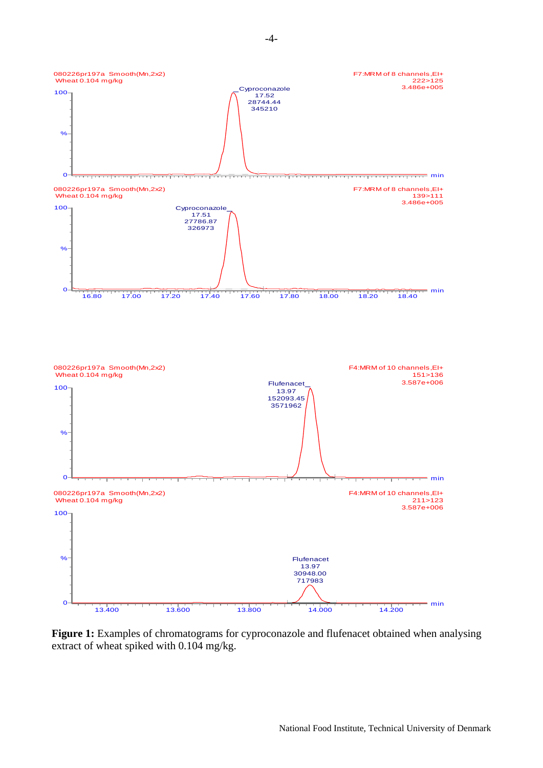**Figure 1:** Examples of chromatograms for cyproconazole and flufenacet obtained when analysing extract of wheat spiked with 0.104 mg/kg.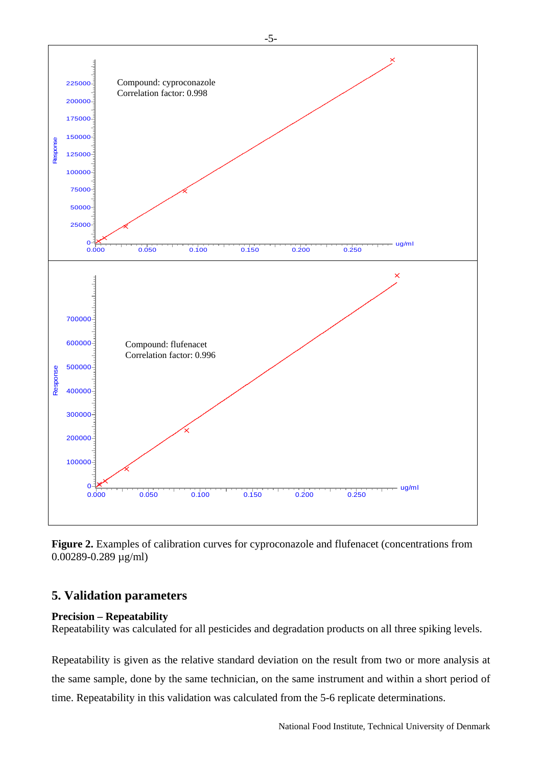**Figure 2.** Examples of calibration curves for cyproconazole and flufenacet (concentrations from 0.00289-0.289 µg/ml)

## 5. Validation parameters

**Precision – Repeatability**

Repeatability was calculated for all pesticides and degradation products on all three spiking levels.

Repeatability is given as the relative standard deviation on the result from two or more analysis at the same sample, done by the same technician, on the same instrument and within a short period of time. Repeatability in this validation was calculated from the 5-6 replicate determinations.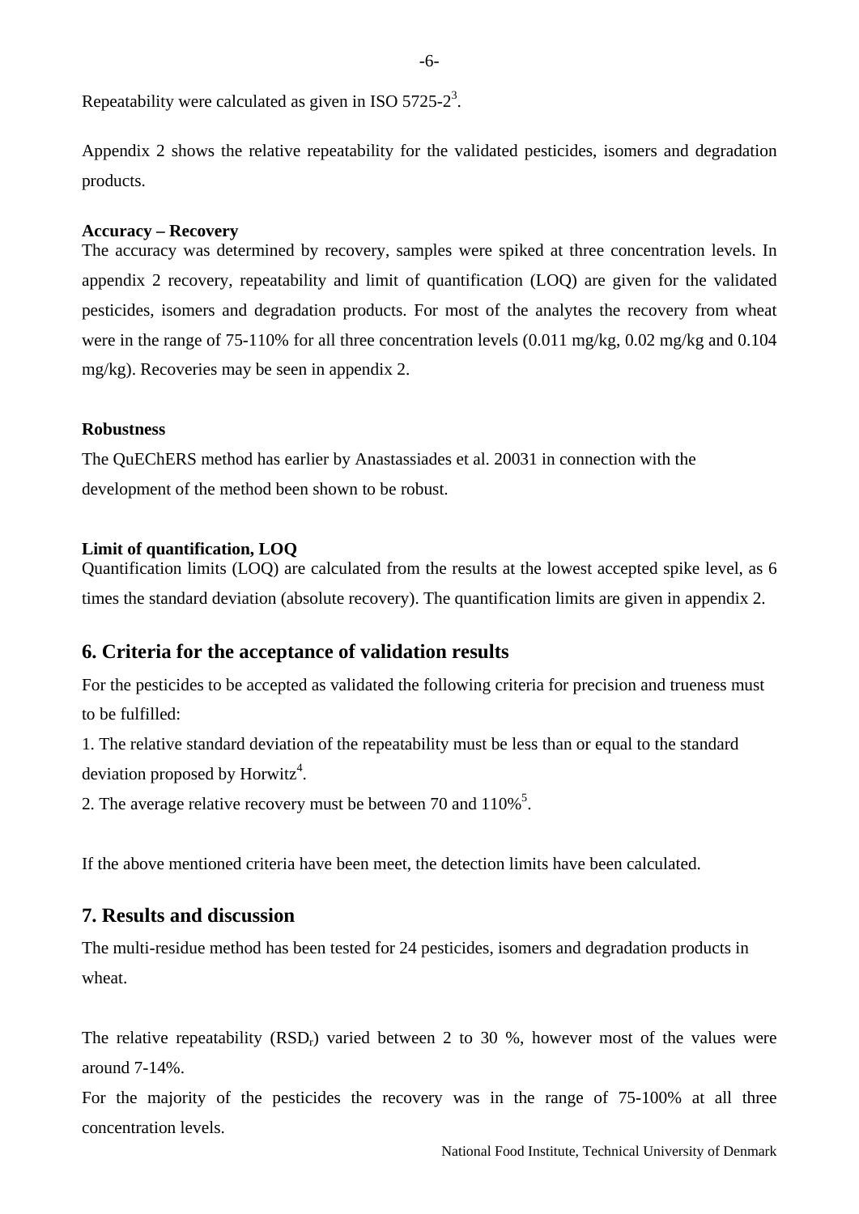Repeatability were calculated as given in ISO 5725-2[3].

Appendix 2 shows the relative repeatability for the validated pesticides, isomers and degradation products.

**Accuracy – Recovery**

The accuracy was determined by recovery, samples were spiked at three concentration levels. In appendix 2 recovery, repeatability and limit of quantification (LOQ) are given for the validated pesticides, isomers and degradation products. For most of the analytes the recovery from wheat were in the range of 75-110% for all three concentration levels (0.011 mg/kg, 0.02 mg/kg and 0.104 mg/kg). Recoveries may be seen in appendix 2.

**Robustness**

The QuEChERS method has earlier by Anastassiades et al. 20031 in connection with the development of the method been shown to be robust.

**Limit of quantification, LOQ**

Quantification limits (LOQ) are calculated from the results at the lowest accepted spike level, as 6 times the standard deviation (absolute recovery). The quantification limits are given in appendix 2.

## 6. Criteria for the acceptance of validation results

For the pesticides to be accepted as validated the following criteria for precision and trueness must to be fulfilled:

1. The relative standard deviation of the repeatability must be less than or equal to the standard deviation proposed by Horwitz[4].
2. The average relative recovery must be between 70 and 110%[5].

If the above mentioned criteria have been meet, the detection limits have been calculated.

## 7. Results and discussion

The multi-residue method has been tested for 24 pesticides, isomers and degradation products in wheat.

The relative repeatability ($RSD_r$) varied between 2 to 30 %, however most of the values were around 7-14%.

For the majority of the pesticides the recovery was in the range of 75-100% at all three concentration levels.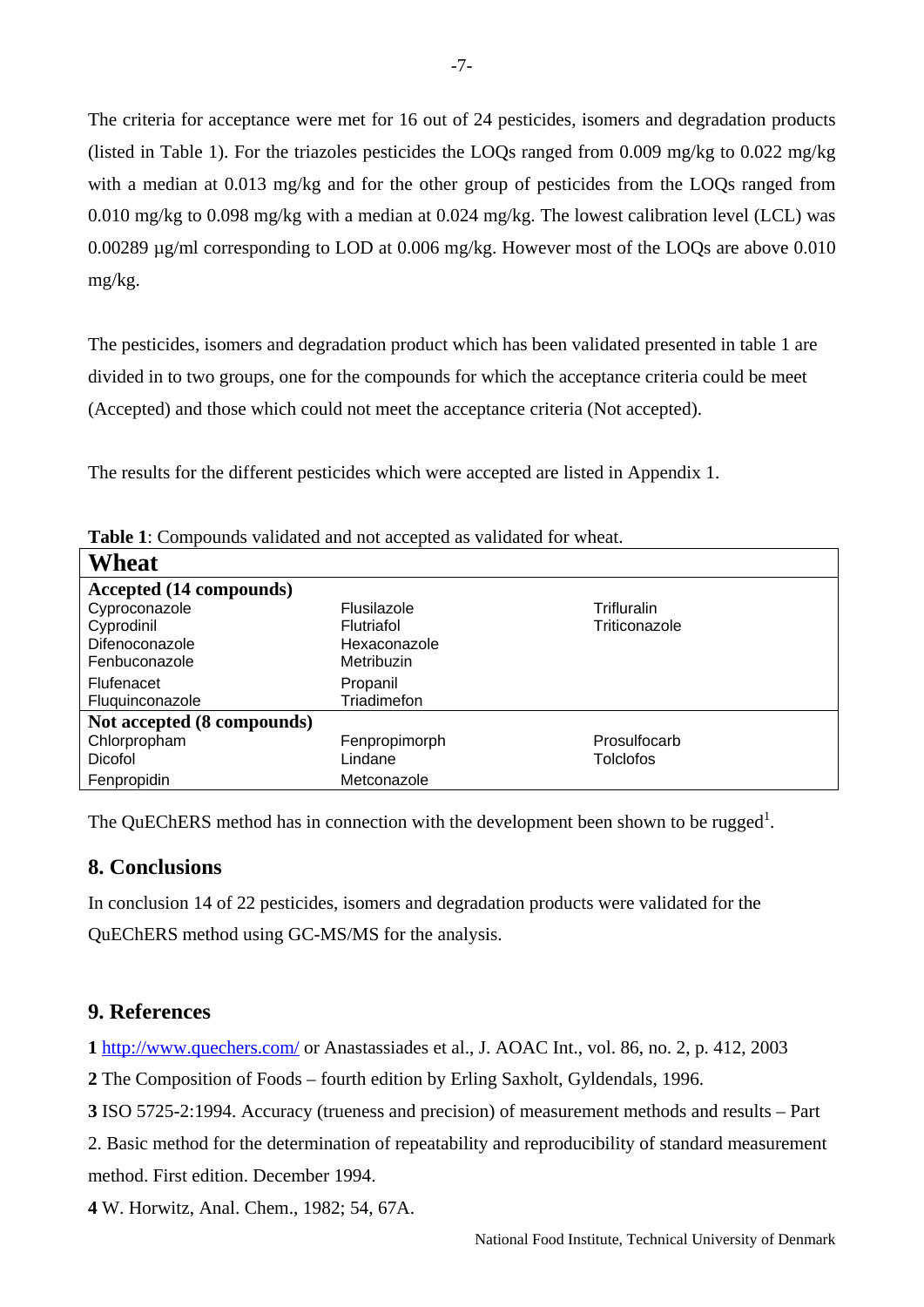The criteria for acceptance were met for 16 out of 24 pesticides, isomers and degradation products (listed in Table 1). For the triazoles pesticides the LOQs ranged from 0.009 mg/kg to 0.022 mg/kg with a median at 0.013 mg/kg and for the other group of pesticides from the LOQs ranged from 0.010 mg/kg to 0.098 mg/kg with a median at 0.024 mg/kg. The lowest calibration level (LCL) was 0.00289 µg/ml corresponding to LOD at 0.006 mg/kg. However most of the LOQs are above 0.010 mg/kg.

The pesticides, isomers and degradation product which has been validated presented in table 1 are divided in to two groups, one for the compounds for which the acceptance criteria could be meet (Accepted) and those which could not meet the acceptance criteria (Not accepted).

The results for the different pesticides which were accepted are listed in Appendix 1.

**Table 1**: Compounds validated and not accepted as validated for wheat.

| **Wheat** | | |
|---|---|---|
| **Accepted (14 compounds)** | | |
| Cyproconazole | Flusilazole | Trifluralin |
| Cyprodinil | Flutriafol | Triticonazole |
| Difenoconazole | Hexaconazole | |
| Fenbuconazole | Metribuzin | |
| Flufenacet | Propanil | |
| Fluquinconazole | Triadimefon | |
| **Not accepted (8 compounds)** | | |
| Chlorpropham | Fenpropimorph | Prosulfocarb |
| Dicofol | Lindane | Tolclofos |
| Fenpropidin | Metconazole | |

The QuEChERS method has in connection with the development been shown to be rugged[1].

## 8. Conclusions

In conclusion 14 of 22 pesticides, isomers and degradation products were validated for the QuEChERS method using GC-MS/MS for the analysis.

## 9. References

**1** http://www.quechers.com/ or Anastassiades et al., J. AOAC Int., vol. 86, no. 2, p. 412, 2003

**2** The Composition of Foods – fourth edition by Erling Saxholt, Gyldendals, 1996.

**3** ISO 5725-2:1994. Accuracy (trueness and precision) of measurement methods and results – Part 2. Basic method for the determination of repeatability and reproducibility of standard measurement method. First edition. December 1994.

**4** W. Horwitz, Anal. Chem., 1982; 54, 67A.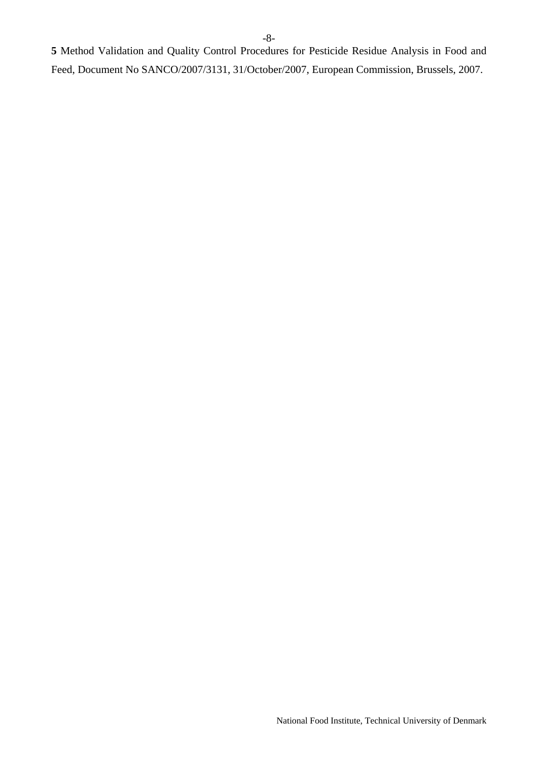**5** Method Validation and Quality Control Procedures for Pesticide Residue Analysis in Food and Feed, Document No SANCO/2007/3131, 31/October/2007, European Commission, Brussels, 2007.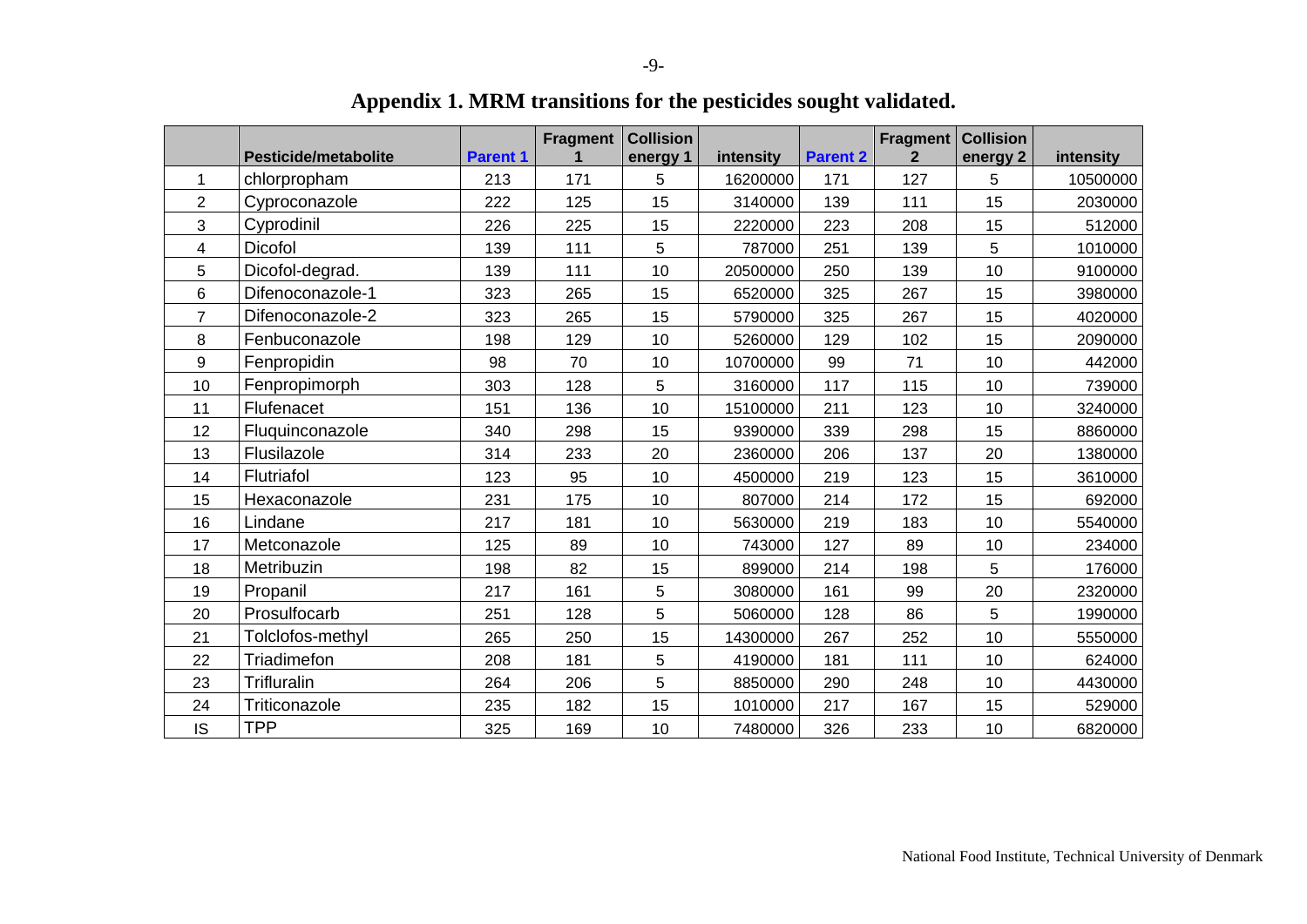# Appendix 1. MRM transitions for the pesticides sought validated.

| | Pesticide/metabolite | Parent 1 | Fragment 1 | Collision energy 1 | intensity | Parent 2 | Fragment 2 | Collision energy 2 | intensity |
|---|---|---|---|---|---|---|---|---|---|
| 1 | chlorpropham | 213 | 171 | 5 | 16200000 | 171 | 127 | 5 | 10500000 |
| 2 | Cyproconazole | 222 | 125 | 15 | 3140000 | 139 | 111 | 15 | 2030000 |
| 3 | Cyprodinil | 226 | 225 | 15 | 2220000 | 223 | 208 | 15 | 512000 |
| 4 | Dicofol | 139 | 111 | 5 | 787000 | 251 | 139 | 5 | 1010000 |
| 5 | Dicofol-degrad. | 139 | 111 | 10 | 20500000 | 250 | 139 | 10 | 9100000 |
| 6 | Difenoconazole-1 | 323 | 265 | 15 | 6520000 | 325 | 267 | 15 | 3980000 |
| 7 | Difenoconazole-2 | 323 | 265 | 15 | 5790000 | 325 | 267 | 15 | 4020000 |
| 8 | Fenbuconazole | 198 | 129 | 10 | 5260000 | 129 | 102 | 15 | 2090000 |
| 9 | Fenpropidin | 98 | 70 | 10 | 10700000 | 99 | 71 | 10 | 442000 |
| 10 | Fenpropimorph | 303 | 128 | 5 | 3160000 | 117 | 115 | 10 | 739000 |
| 11 | Flufenacet | 151 | 136 | 10 | 15100000 | 211 | 123 | 10 | 3240000 |
| 12 | Fluquinconazole | 340 | 298 | 15 | 9390000 | 339 | 298 | 15 | 8860000 |
| 13 | Flusilazole | 314 | 233 | 20 | 2360000 | 206 | 137 | 20 | 1380000 |
| 14 | Flutriafol | 123 | 95 | 10 | 4500000 | 219 | 123 | 15 | 3610000 |
| 15 | Hexaconazole | 231 | 175 | 10 | 807000 | 214 | 172 | 15 | 692000 |
| 16 | Lindane | 217 | 181 | 10 | 5630000 | 219 | 183 | 10 | 5540000 |
| 17 | Metconazole | 125 | 89 | 10 | 743000 | 127 | 89 | 10 | 234000 |
| 18 | Metribuzin | 198 | 82 | 15 | 899000 | 214 | 198 | 5 | 176000 |
| 19 | Propanil | 217 | 161 | 5 | 3080000 | 161 | 99 | 20 | 2320000 |
| 20 | Prosulfocarb | 251 | 128 | 5 | 5060000 | 128 | 86 | 5 | 1990000 |
| 21 | Tolclofos-methyl | 265 | 250 | 15 | 14300000 | 267 | 252 | 10 | 5550000 |
| 22 | Triadimefon | 208 | 181 | 5 | 4190000 | 181 | 111 | 10 | 624000 |
| 23 | Trifluralin | 264 | 206 | 5 | 8850000 | 290 | 248 | 10 | 4430000 |
| 24 | Triticonazole | 235 | 182 | 15 | 1010000 | 217 | 167 | 15 | 529000 |
| IS | TPP | 325 | 169 | 10 | 7480000 | 326 | 233 | 10 | 6820000 |

National Food Institute, Technical University of Denmark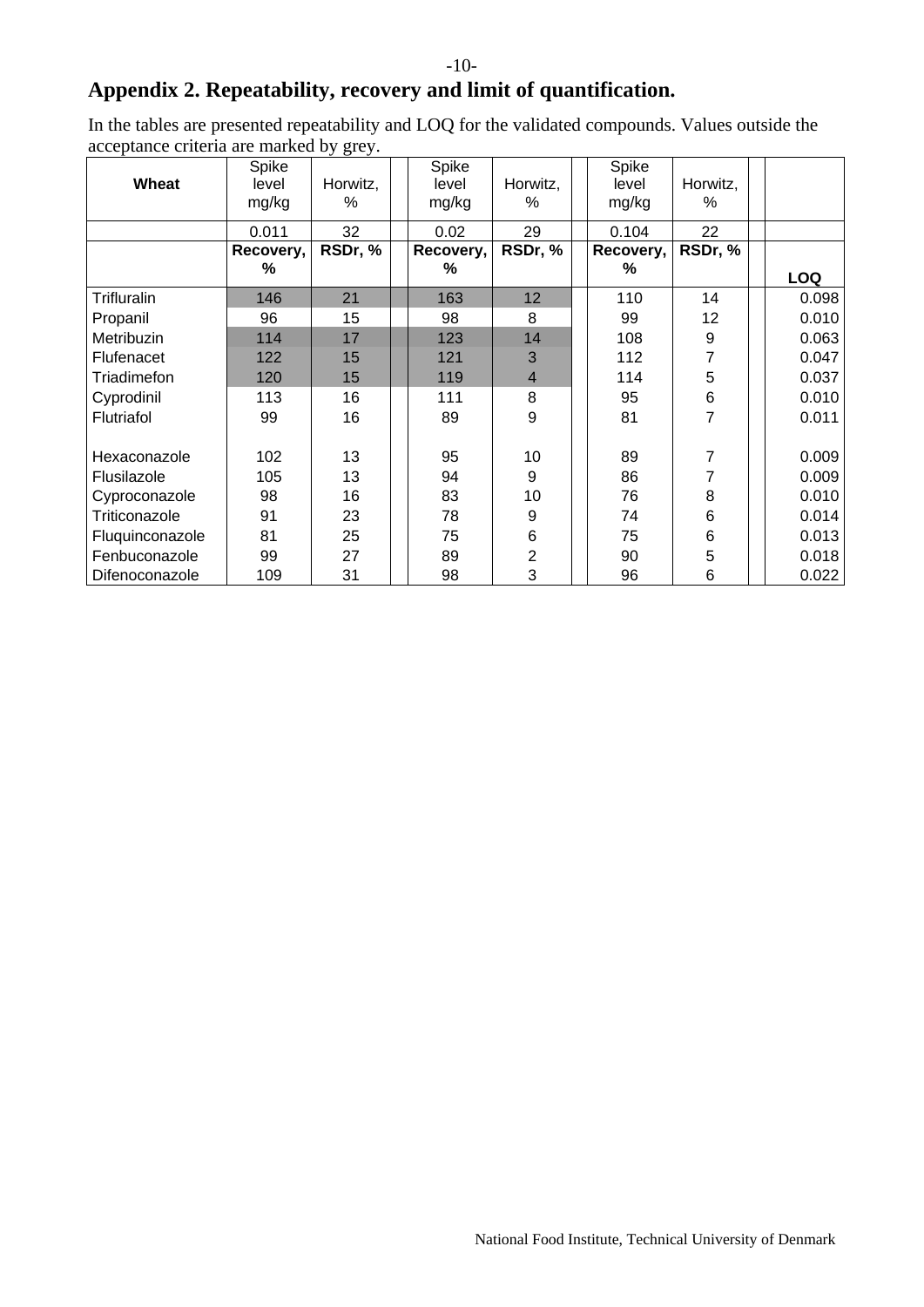## Appendix 2. Repeatability, recovery and limit of quantification.

In the tables are presented repeatability and LOQ for the validated compounds. Values outside the acceptance criteria are marked by grey.

| Wheat | Spike level mg/kg | Horwitz, % | Spike level mg/kg | Horwitz, % | Spike level mg/kg | Horwitz, % | |
|---|---|---|---|---|---|---|---|
| | 0.011 | 32 | 0.02 | 29 | 0.104 | 22 | |
| | **Recovery, %** | **RSDr, %** | **Recovery, %** | **RSDr, %** | **Recovery, %** | **RSDr, %** | **LOQ** |
| Trifluralin | 146 | 21 | 163 | 12 | 110 | 14 | 0.098 |
| Propanil | 96 | 15 | 98 | 8 | 99 | 12 | 0.010 |
| Metribuzin | 114 | 17 | 123 | 14 | 108 | 9 | 0.063 |
| Flufenacet | 122 | 15 | 121 | 3 | 112 | 7 | 0.047 |
| Triadimefon | 120 | 15 | 119 | 4 | 114 | 5 | 0.037 |
| Cyprodinil | 113 | 16 | 111 | 8 | 95 | 6 | 0.010 |
| Flutriafol | 99 | 16 | 89 | 9 | 81 | 7 | 0.011 |
| Hexaconazole | 102 | 13 | 95 | 10 | 89 | 7 | 0.009 |
| Flusilazole | 105 | 13 | 94 | 9 | 86 | 7 | 0.009 |
| Cyproconazole | 98 | 16 | 83 | 10 | 76 | 8 | 0.010 |
| Triticonazole | 91 | 23 | 78 | 9 | 74 | 6 | 0.014 |
| Fluquinconazole | 81 | 25 | 75 | 6 | 75 | 6 | 0.013 |
| Fenbuconazole | 99 | 27 | 89 | 2 | 90 | 5 | 0.018 |
| Difenoconazole | 109 | 31 | 98 | 3 | 96 | 6 | 0.022 |